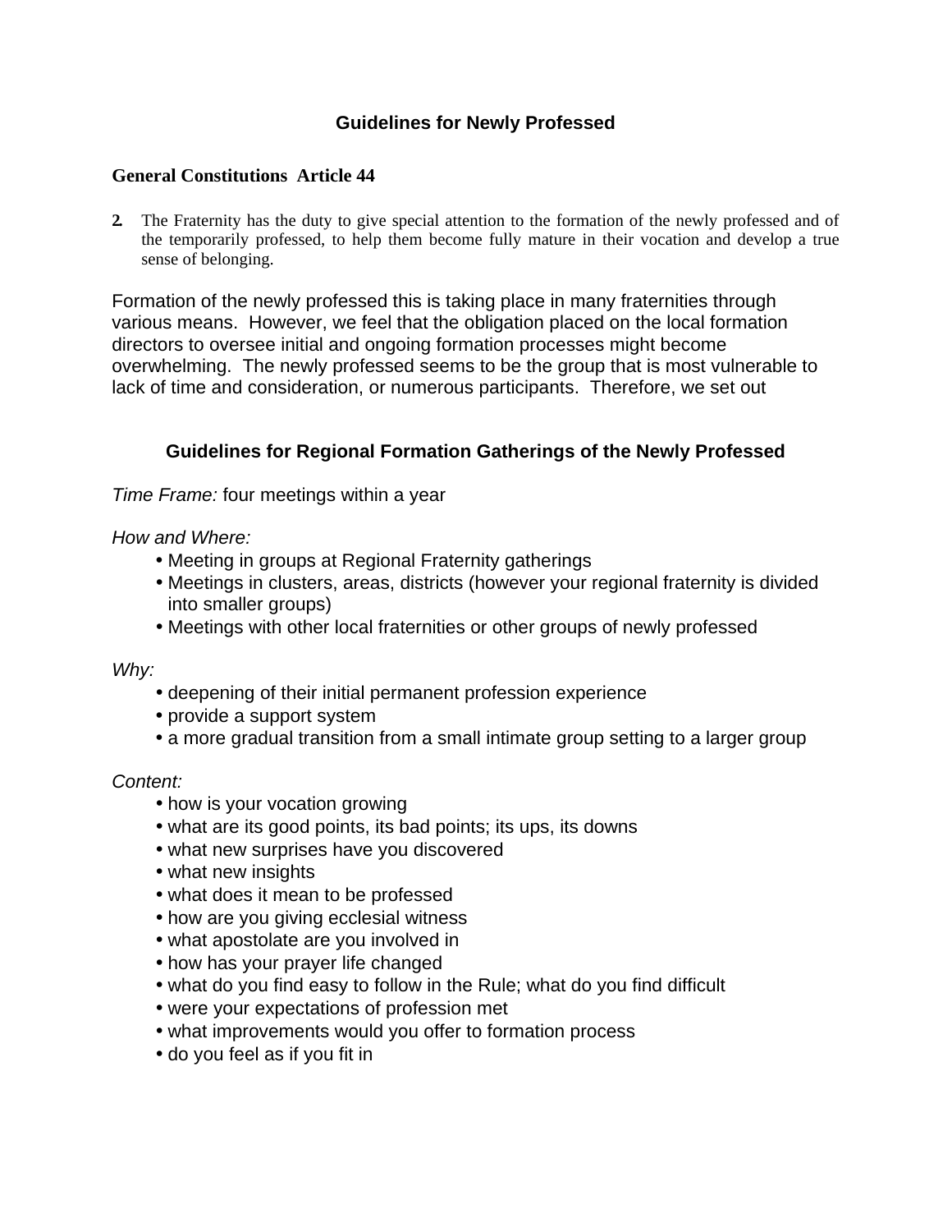# Guidelines for Newly Professed

## General Constitutions Article 44

2. The Fraternity has the duty to give special attention to the formation of the newly professed and of the temporarily professed, to help them become fully mature in their vocation and develop a true sense of belonging.

Formation of the newly professed this is taking place in many fraternities through various means. However, we feel that the obligation placed on the local formation directors to oversee initial and ongoing formation processes might become overwhelming. The newly professed seems to be the group that is most vulnerable to lack of time and consideration, or numerous participants. Therefore, we set out

## Guidelines for Regional Formation Gatherings of the Newly Professed

*Time Frame:* four meetings within a year

*How and Where:*

- Meeting in groups at Regional Fraternity gatherings
- Meetings in clusters, areas, districts (however your regional fraternity is divided into smaller groups)
- Meetings with other local fraternities or other groups of newly professed

*Why:*

- deepening of their initial permanent profession experience
- provide a support system
- a more gradual transition from a small intimate group setting to a larger group

*Content:*

- how is your vocation growing
- what are its good points, its bad points; its ups, its downs
- what new surprises have you discovered
- what new insights
- what does it mean to be professed
- how are you giving ecclesial witness
- what apostolate are you involved in
- how has your prayer life changed
- what do you find easy to follow in the Rule; what do you find difficult
- were your expectations of profession met
- what improvements would you offer to formation process
- do you feel as if you fit in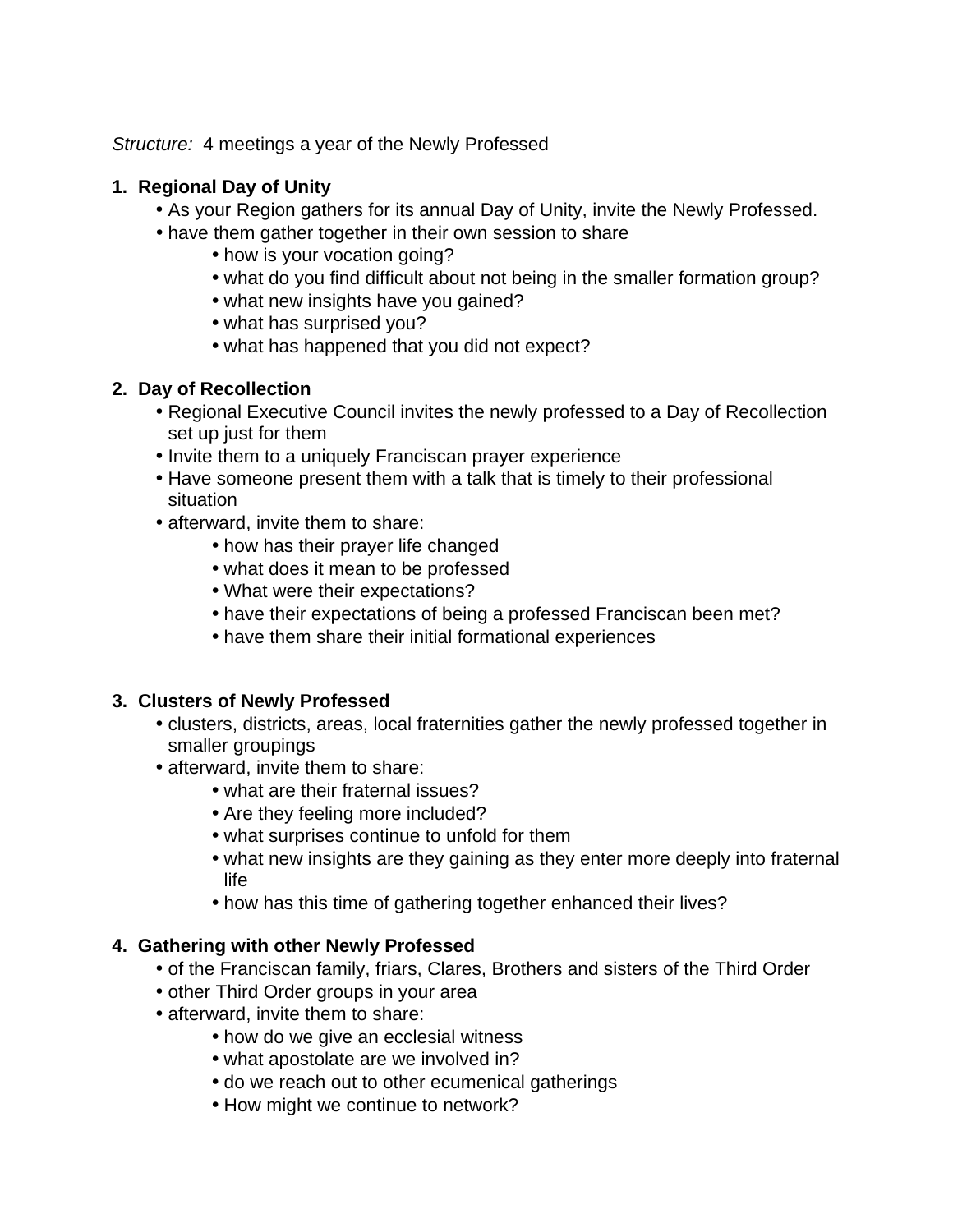*Structure:* 4 meetings a year of the Newly Professed

1. **Regional Day of Unity**
    - As your Region gathers for its annual Day of Unity, invite the Newly Professed.
    - have them gather together in their own session to share
        - how is your vocation going?
        - what do you find difficult about not being in the smaller formation group?
        - what new insights have you gained?
        - what has surprised you?
        - what has happened that you did not expect?

2. **Day of Recollection**
    - Regional Executive Council invites the newly professed to a Day of Recollection set up just for them
    - Invite them to a uniquely Franciscan prayer experience
    - Have someone present them with a talk that is timely to their professional situation
    - afterward, invite them to share:
        - how has their prayer life changed
        - what does it mean to be professed
        - What were their expectations?
        - have their expectations of being a professed Franciscan been met?
        - have them share their initial formational experiences

3. **Clusters of Newly Professed**
    - clusters, districts, areas, local fraternities gather the newly professed together in smaller groupings
    - afterward, invite them to share:
        - what are their fraternal issues?
        - Are they feeling more included?
        - what surprises continue to unfold for them
        - what new insights are they gaining as they enter more deeply into fraternal life
        - how has this time of gathering together enhanced their lives?

4. **Gathering with other Newly Professed**
    - of the Franciscan family, friars, Clares, Brothers and sisters of the Third Order
    - other Third Order groups in your area
    - afterward, invite them to share:
        - how do we give an ecclesial witness
        - what apostolate are we involved in?
        - do we reach out to other ecumenical gatherings
        - How might we continue to network?